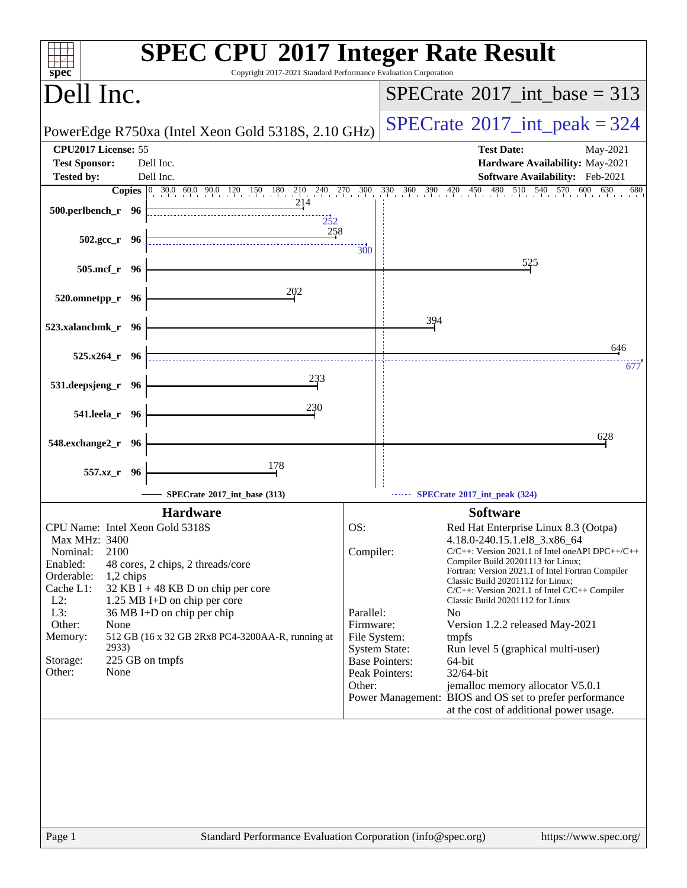# SPEC CPU 2017 Integer Rate Result

Copyright 2017-2021 Standard Performance Evaluation Corporation

## Dell Inc.

PowerEdge R750xa (Intel Xeon Gold 5318S, 2.10 GHz)

SPECrate 2017_int_base = 313

SPECrate 2017_int_peak = 324

| | | | |
|---|---|---|---|
| **CPU2017 License:** | 55 | **Test Date:** | May-2021 |
| **Test Sponsor:** | Dell Inc. | **Hardware Availability:** | May-2021 |
| **Tested by:** | Dell Inc. | **Software Availability:** | Feb-2021 |

| Benchmark | Copies | Base | Peak |
|---|---|---|---|
| 500.perlbench_r | 96 | 214 | 252 |
| 502.gcc_r | 96 | 258 | 300 |
| 505.mcf_r | 96 | 525 | |
| 520.omnetpp_r | 96 | 202 | |
| 523.xalancbmk_r | 96 | 394 | |
| 525.x264_r | 96 | 646 | 677 |
| 531.deepsjeng_r | 96 | 233 | |
| 541.leela_r | 96 | 230 | |
| 548.exchange2_r | 96 | 628 | |
| 557.xz_r | 96 | 178 | |

SPECrate 2017_int_base (313) — SPECrate 2017_int_peak (324)

### Hardware

| | |
|---|---|
| CPU Name: | Intel Xeon Gold 5318S |
| Max MHz: | 3400 |
| Nominal: | 2100 |
| Enabled: | 48 cores, 2 chips, 2 threads/core |
| Orderable: | 1,2 chips |
| Cache L1: | 32 KB I + 48 KB D on chip per core |
| L2: | 1.25 MB I+D on chip per core |
| L3: | 36 MB I+D on chip per chip |
| Other: | None |
| Memory: | 512 GB (16 x 32 GB 2Rx8 PC4-3200AA-R, running at 2933) |
| Storage: | 225 GB on tmpfs |
| Other: | None |

### Software

| | |
|---|---|
| OS: | Red Hat Enterprise Linux 8.3 (Ootpa) 4.18.0-240.15.1.el8_3.x86_64 |
| Compiler: | C/C++: Version 2021.1 of Intel oneAPI DPC++/C++ Compiler Build 20201113 for Linux; Fortran: Version 2021.1 of Intel Fortran Compiler Classic Build 20201112 for Linux; C/C++: Version 2021.1 of Intel C/C++ Compiler Classic Build 20201112 for Linux |
| Parallel: | No |
| Firmware: | Version 1.2.2 released May-2021 |
| File System: | tmpfs |
| System State: | Run level 5 (graphical multi-user) |
| Base Pointers: | 64-bit |
| Peak Pointers: | 32/64-bit |
| Other: | jemalloc memory allocator V5.0.1 |
| Power Management: | BIOS and OS set to prefer performance at the cost of additional power usage. |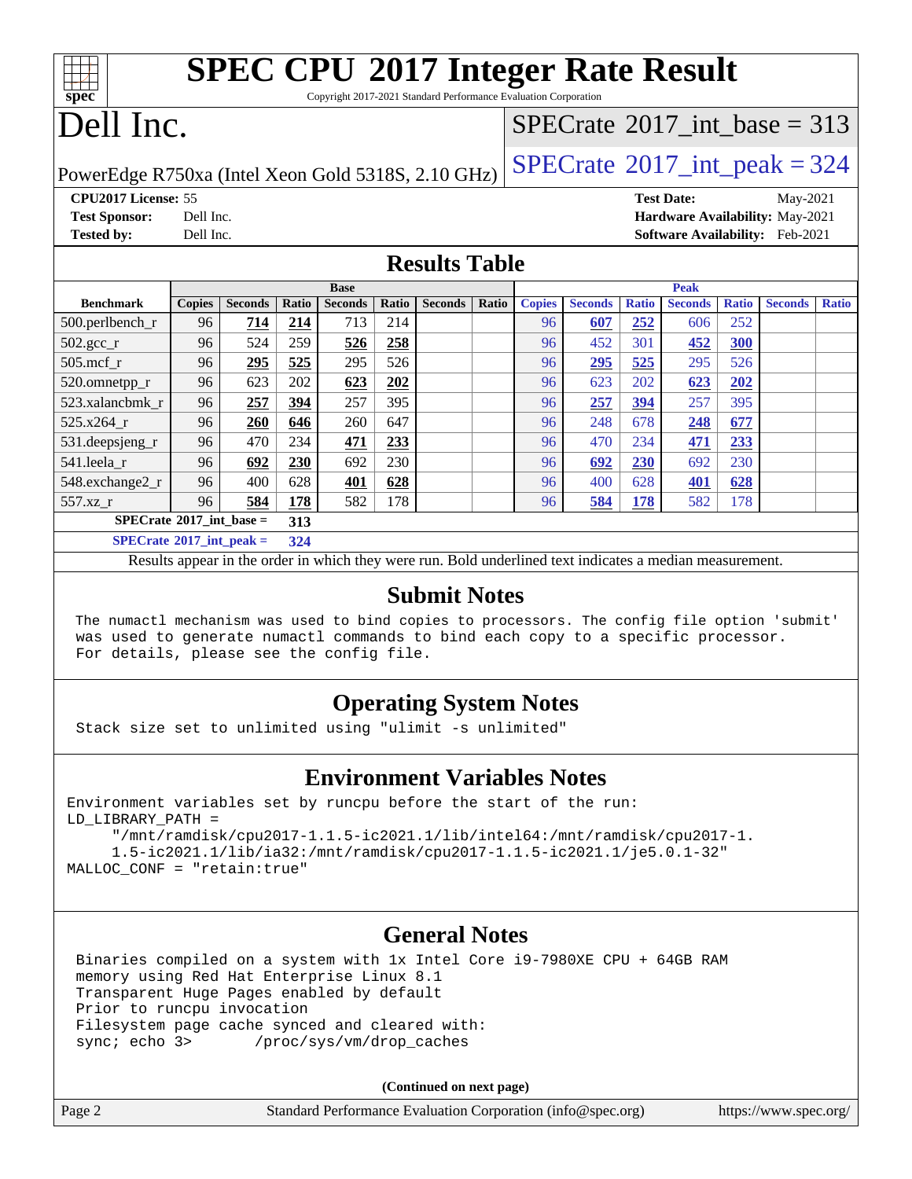# SPEC CPU 2017 Integer Rate Result

Copyright 2017-2021 Standard Performance Evaluation Corporation

# Dell Inc.

PowerEdge R750xa (Intel Xeon Gold 5318S, 2.10 GHz)

SPECrate 2017_int_base = 313

SPECrate 2017_int_peak = 324

**CPU2017 License:** 55
**Test Sponsor:** Dell Inc.
**Tested by:** Dell Inc.

**Test Date:** May-2021
**Hardware Availability:** May-2021
**Software Availability:** Feb-2021

## Results Table

| Benchmark | Base | | | | | | | Peak | | | | | | |
|---|---|---|---|---|---|---|---|---|---|---|---|---|---|---|
| | Copies | Seconds | Ratio | Seconds | Ratio | Seconds | Ratio | Copies | Seconds | Ratio | Seconds | Ratio | Seconds | Ratio |
| 500.perlbench_r | 96 | **714** | **214** | 713 | 214 | | | 96 | **607** | **252** | 606 | 252 | | |
| 502.gcc_r | 96 | 524 | 259 | **526** | **258** | | | 96 | 452 | 301 | **452** | **300** | | |
| 505.mcf_r | 96 | **295** | **525** | 295 | 526 | | | 96 | **295** | **525** | 295 | 526 | | |
| 520.omnetpp_r | 96 | 623 | 202 | **623** | **202** | | | 96 | 623 | 202 | **623** | **202** | | |
| 523.xalancbmk_r | 96 | **257** | **394** | 257 | 395 | | | 96 | **257** | **394** | 257 | 395 | | |
| 525.x264_r | 96 | **260** | **646** | 260 | 647 | | | 96 | 248 | 678 | **248** | **677** | | |
| 531.deepsjeng_r | 96 | 470 | 234 | **471** | **233** | | | 96 | 470 | 234 | **471** | **233** | | |
| 541.leela_r | 96 | **692** | **230** | 692 | 230 | | | 96 | **692** | **230** | 692 | 230 | | |
| 548.exchange2_r | 96 | 400 | 628 | **401** | **628** | | | 96 | 400 | 628 | **401** | **628** | | |
| 557.xz_r | 96 | **584** | **178** | 582 | 178 | | | 96 | **584** | **178** | 582 | 178 | | |

**SPECrate 2017_int_base = 313**

**SPECrate 2017_int_peak = 324**

Results appear in the order in which they were run. Bold underlined text indicates a median measurement.

## Submit Notes

```
The numactl mechanism was used to bind copies to processors. The config file option 'submit'
was used to generate numactl commands to bind each copy to a specific processor.
For details, please see the config file.
```

## Operating System Notes

```
Stack size set to unlimited using "ulimit -s unlimited"
```

## Environment Variables Notes

```
Environment variables set by runcpu before the start of the run:
LD_LIBRARY_PATH =
     "/mnt/ramdisk/cpu2017-1.1.5-ic2021.1/lib/intel64:/mnt/ramdisk/cpu2017-1.
     1.5-ic2021.1/lib/ia32:/mnt/ramdisk/cpu2017-1.1.5-ic2021.1/je5.0.1-32"
MALLOC_CONF = "retain:true"
```

## General Notes

```
Binaries compiled on a system with 1x Intel Core i9-7980XE CPU + 64GB RAM
memory using Red Hat Enterprise Linux 8.1
Transparent Huge Pages enabled by default
Prior to runcpu invocation
Filesystem page cache synced and cleared with:
sync; echo 3>       /proc/sys/vm/drop_caches
```

**(Continued on next page)**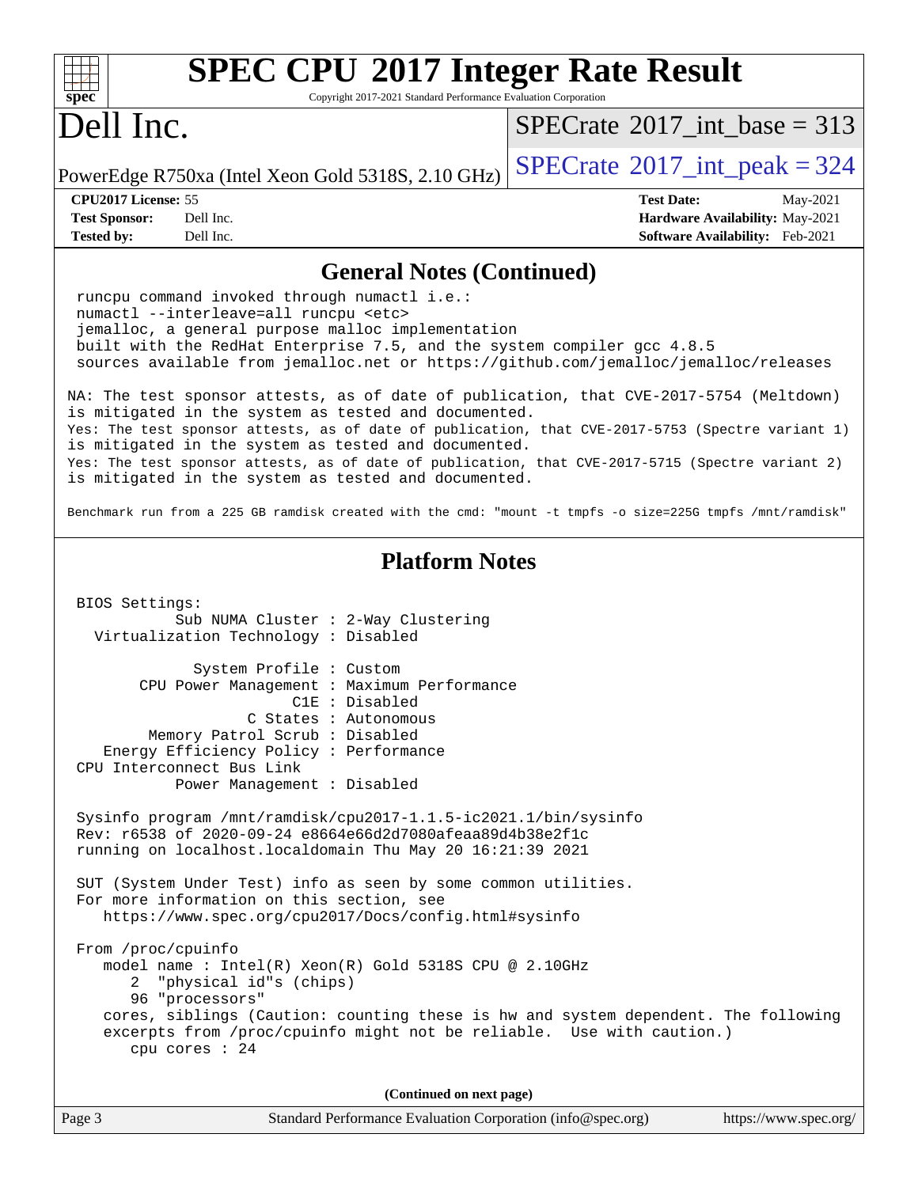## General Notes (Continued)

```
runcpu command invoked through numactl i.e.:
numactl --interleave=all runcpu <etc>
jemalloc, a general purpose malloc implementation
built with the RedHat Enterprise 7.5, and the system compiler gcc 4.8.5
sources available from jemalloc.net or https://github.com/jemalloc/jemalloc/releases
```

```
NA: The test sponsor attests, as of date of publication, that CVE-2017-5754 (Meltdown)
is mitigated in the system as tested and documented.
Yes: The test sponsor attests, as of date of publication, that CVE-2017-5753 (Spectre variant 1)
is mitigated in the system as tested and documented.
Yes: The test sponsor attests, as of date of publication, that CVE-2017-5715 (Spectre variant 2)
is mitigated in the system as tested and documented.
```

```
Benchmark run from a 225 GB ramdisk created with the cmd: "mount -t tmpfs -o size=225G tmpfs /mnt/ramdisk"
```

## Platform Notes

```
BIOS Settings:
         Sub NUMA Cluster : 2-Way Clustering
  Virtualization Technology : Disabled

           System Profile : Custom
     CPU Power Management : Maximum Performance
                      C1E : Disabled
                 C States : Autonomous
      Memory Patrol Scrub : Disabled
  Energy Efficiency Policy : Performance
CPU Interconnect Bus Link
         Power Management : Disabled

Sysinfo program /mnt/ramdisk/cpu2017-1.1.5-ic2021.1/bin/sysinfo
Rev: r6538 of 2020-09-24 e8664e66d2d7080afeaa89d4b38e2f1c
running on localhost.localdomain Thu May 20 16:21:39 2021

SUT (System Under Test) info as seen by some common utilities.
For more information on this section, see
   https://www.spec.org/cpu2017/Docs/config.html#sysinfo

From /proc/cpuinfo
   model name : Intel(R) Xeon(R) Gold 5318S CPU @ 2.10GHz
      2  "physical id"s (chips)
      96 "processors"
   cores, siblings (Caution: counting these is hw and system dependent. The following
   excerpts from /proc/cpuinfo might not be reliable.  Use with caution.)
      cpu cores : 24
```

(Continued on next page)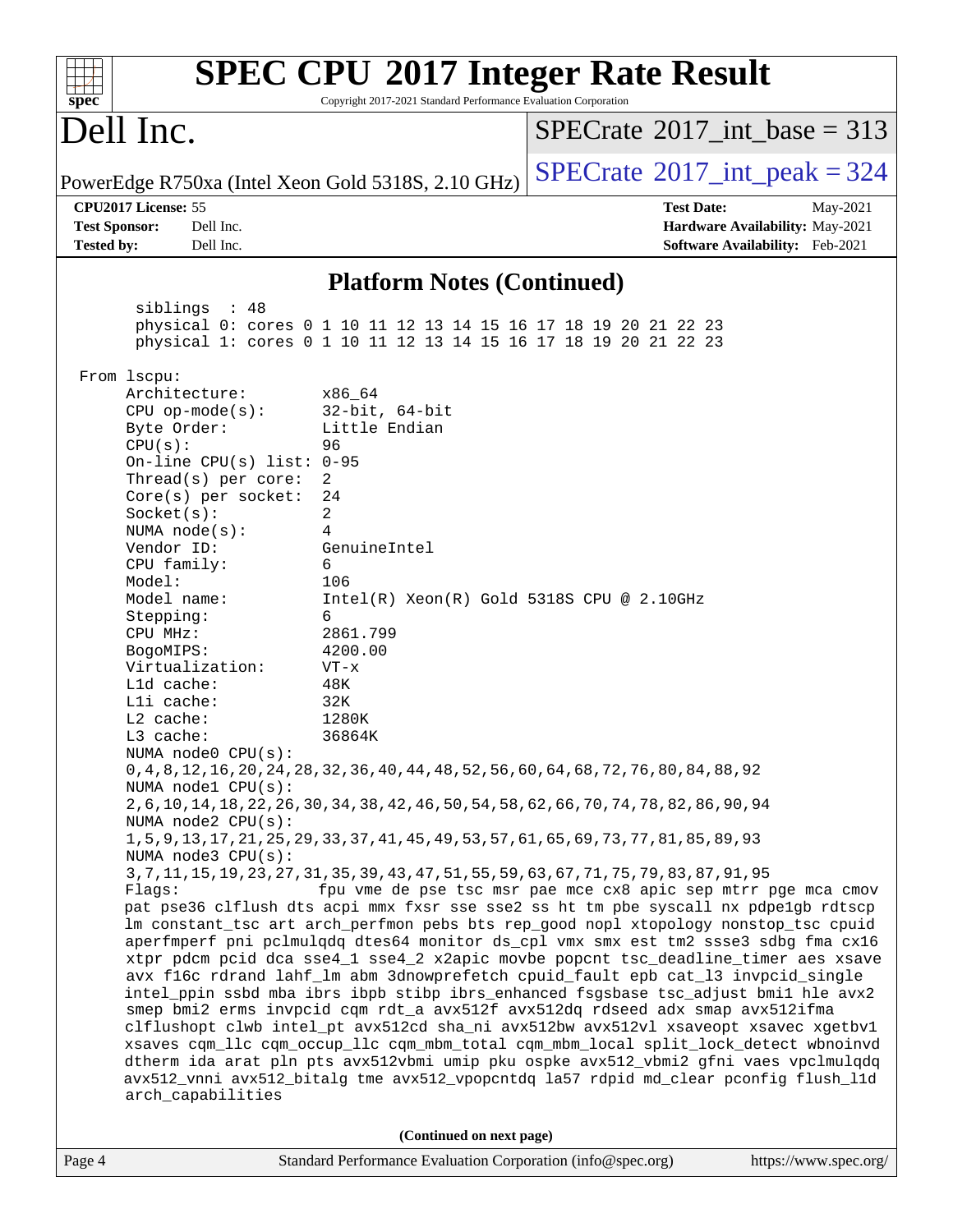# SPEC CPU 2017 Integer Rate Result

Copyright 2017-2021 Standard Performance Evaluation Corporation

## Dell Inc.

PowerEdge R750xa (Intel Xeon Gold 5318S, 2.10 GHz)

SPECrate 2017_int_base = 313

SPECrate 2017_int_peak = 324

**CPU2017 License:** 55
**Test Sponsor:** Dell Inc.
**Tested by:** Dell Inc.

**Test Date:** May-2021
**Hardware Availability:** May-2021
**Software Availability:** Feb-2021

### Platform Notes (Continued)

```
        siblings  : 48
        physical 0: cores 0 1 10 11 12 13 14 15 16 17 18 19 20 21 22 23
        physical 1: cores 0 1 10 11 12 13 14 15 16 17 18 19 20 21 22 23

 From lscpu:
      Architecture:        x86_64
      CPU op-mode(s):      32-bit, 64-bit
      Byte Order:          Little Endian
      CPU(s):              96
      On-line CPU(s) list: 0-95
      Thread(s) per core:  2
      Core(s) per socket:  24
      Socket(s):           2
      NUMA node(s):        4
      Vendor ID:           GenuineIntel
      CPU family:          6
      Model:               106
      Model name:          Intel(R) Xeon(R) Gold 5318S CPU @ 2.10GHz
      Stepping:            6
      CPU MHz:             2861.799
      BogoMIPS:            4200.00
      Virtualization:      VT-x
      L1d cache:           48K
      L1i cache:           32K
      L2 cache:            1280K
      L3 cache:            36864K
      NUMA node0 CPU(s):
      0,4,8,12,16,20,24,28,32,36,40,44,48,52,56,60,64,68,72,76,80,84,88,92
      NUMA node1 CPU(s):
      2,6,10,14,18,22,26,30,34,38,42,46,50,54,58,62,66,70,74,78,82,86,90,94
      NUMA node2 CPU(s):
      1,5,9,13,17,21,25,29,33,37,41,45,49,53,57,61,65,69,73,77,81,85,89,93
      NUMA node3 CPU(s):
      3,7,11,15,19,23,27,31,35,39,43,47,51,55,59,63,67,71,75,79,83,87,91,95
      Flags:               fpu vme de pse tsc msr pae mce cx8 apic sep mtrr pge mca cmov
      pat pse36 clflush dts acpi mmx fxsr sse sse2 ss ht tm pbe syscall nx pdpe1gb rdtscp
      lm constant_tsc art arch_perfmon pebs bts rep_good nopl xtopology nonstop_tsc cpuid
      aperfmperf pni pclmulqdq dtes64 monitor ds_cpl vmx smx est tm2 ssse3 sdbg fma cx16
      xtpr pdcm pcid dca sse4_1 sse4_2 x2apic movbe popcnt tsc_deadline_timer aes xsave
      avx f16c rdrand lahf_lm abm 3dnowprefetch cpuid_fault epb cat_l3 invpcid_single
      intel_ppin ssbd mba ibrs ibpb stibp ibrs_enhanced fsgsbase tsc_adjust bmi1 hle avx2
      smep bmi2 erms invpcid cqm rdt_a avx512f avx512dq rdseed adx smap avx512ifma
      clflushopt clwb intel_pt avx512cd sha_ni avx512bw avx512vl xsaveopt xsavec xgetbv1
      xsaves cqm_llc cqm_occup_llc cqm_mbm_total cqm_mbm_local split_lock_detect wbnoinvd
      dtherm ida arat pln pts avx512vbmi umip pku ospke avx512_vbmi2 gfni vaes vpclmulqdq
      avx512_vnni avx512_bitalg tme avx512_vpopcntdq la57 rdpid md_clear pconfig flush_l1d
      arch_capabilities
```

(Continued on next page)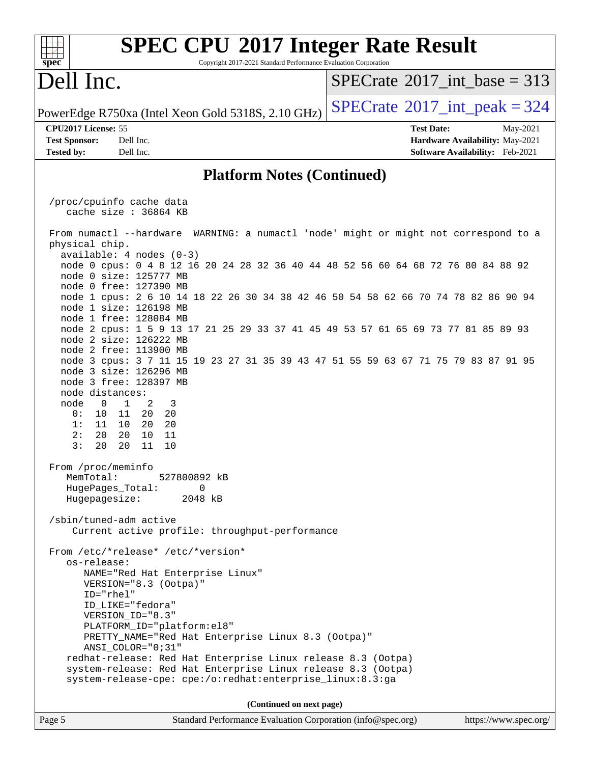## Platform Notes (Continued)

```
/proc/cpuinfo cache data
   cache size : 36864 KB

From numactl --hardware  WARNING: a numactl 'node' might or might not correspond to a
physical chip.
  available: 4 nodes (0-3)
  node 0 cpus: 0 4 8 12 16 20 24 28 32 36 40 44 48 52 56 60 64 68 72 76 80 84 88 92
  node 0 size: 125777 MB
  node 0 free: 127390 MB
  node 1 cpus: 2 6 10 14 18 22 26 30 34 38 42 46 50 54 58 62 66 70 74 78 82 86 90 94
  node 1 size: 126198 MB
  node 1 free: 128084 MB
  node 2 cpus: 1 5 9 13 17 21 25 29 33 37 41 45 49 53 57 61 65 69 73 77 81 85 89 93
  node 2 size: 126222 MB
  node 2 free: 113900 MB
  node 3 cpus: 3 7 11 15 19 23 27 31 35 39 43 47 51 55 59 63 67 71 75 79 83 87 91 95
  node 3 size: 126296 MB
  node 3 free: 128397 MB
  node distances:
  node   0   1   2   3
    0:  10  11  20  20
    1:  11  10  20  20
    2:  20  20  10  11
    3:  20  20  11  10

From /proc/meminfo
   MemTotal:       527800892 kB
   HugePages_Total:       0
   Hugepagesize:       2048 kB

/sbin/tuned-adm active
    Current active profile: throughput-performance

From /etc/*release* /etc/*version*
   os-release:
      NAME="Red Hat Enterprise Linux"
      VERSION="8.3 (Ootpa)"
      ID="rhel"
      ID_LIKE="fedora"
      VERSION_ID="8.3"
      PLATFORM_ID="platform:el8"
      PRETTY_NAME="Red Hat Enterprise Linux 8.3 (Ootpa)"
      ANSI_COLOR="0;31"
   redhat-release: Red Hat Enterprise Linux release 8.3 (Ootpa)
   system-release: Red Hat Enterprise Linux release 8.3 (Ootpa)
   system-release-cpe: cpe:/o:redhat:enterprise_linux:8.3:ga
```

(Continued on next page)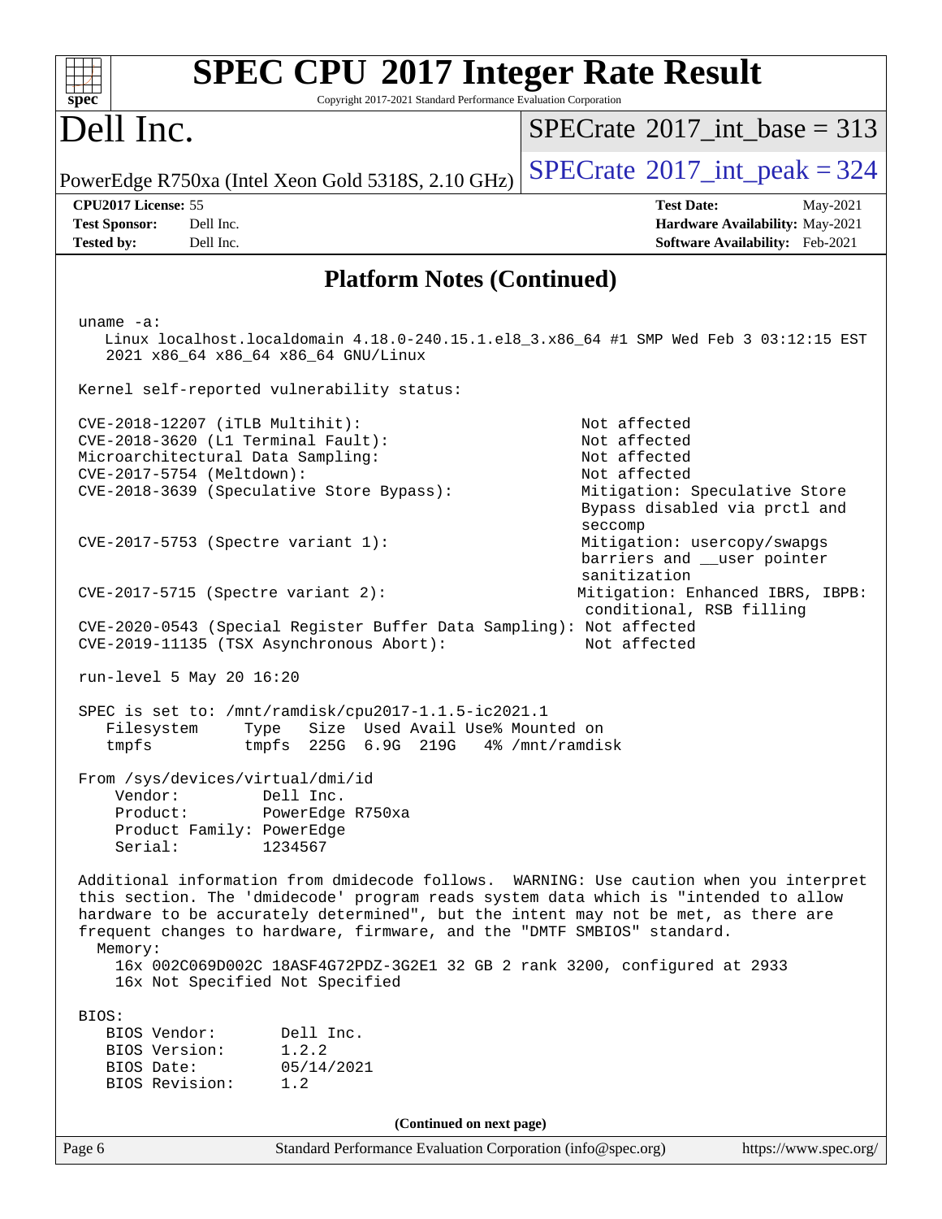## Platform Notes (Continued)

```
uname -a:
   Linux localhost.localdomain 4.18.0-240.15.1.el8_3.x86_64 #1 SMP Wed Feb 3 03:12:15 EST
   2021 x86_64 x86_64 x86_64 GNU/Linux

Kernel self-reported vulnerability status:

CVE-2018-12207 (iTLB Multihit):                          Not affected
CVE-2018-3620 (L1 Terminal Fault):                       Not affected
Microarchitectural Data Sampling:                        Not affected
CVE-2017-5754 (Meltdown):                                Not affected
CVE-2018-3639 (Speculative Store Bypass):                Mitigation: Speculative Store
                                                         Bypass disabled via prctl and
                                                         seccomp
CVE-2017-5753 (Spectre variant 1):                       Mitigation: usercopy/swapgs
                                                         barriers and __user pointer
                                                         sanitization
CVE-2017-5715 (Spectre variant 2):                       Mitigation: Enhanced IBRS, IBPB:
                                                         conditional, RSB filling
CVE-2020-0543 (Special Register Buffer Data Sampling): Not affected
CVE-2019-11135 (TSX Asynchronous Abort):                 Not affected

run-level 5 May 20 16:20

SPEC is set to: /mnt/ramdisk/cpu2017-1.1.5-ic2021.1
   Filesystem     Type   Size  Used Avail Use% Mounted on
   tmpfs          tmpfs  225G  6.9G  219G   4% /mnt/ramdisk

From /sys/devices/virtual/dmi/id
    Vendor:         Dell Inc.
    Product:        PowerEdge R750xa
    Product Family: PowerEdge
    Serial:         1234567

Additional information from dmidecode follows.  WARNING: Use caution when you interpret
this section. The 'dmidecode' program reads system data which is "intended to allow
hardware to be accurately determined", but the intent may not be met, as there are
frequent changes to hardware, firmware, and the "DMTF SMBIOS" standard.
  Memory:
    16x 002C069D002C 18ASF4G72PDZ-3G2E1 32 GB 2 rank 3200, configured at 2933
    16x Not Specified Not Specified

BIOS:
   BIOS Vendor:       Dell Inc.
   BIOS Version:      1.2.2
   BIOS Date:         05/14/2021
   BIOS Revision:     1.2
```

(Continued on next page)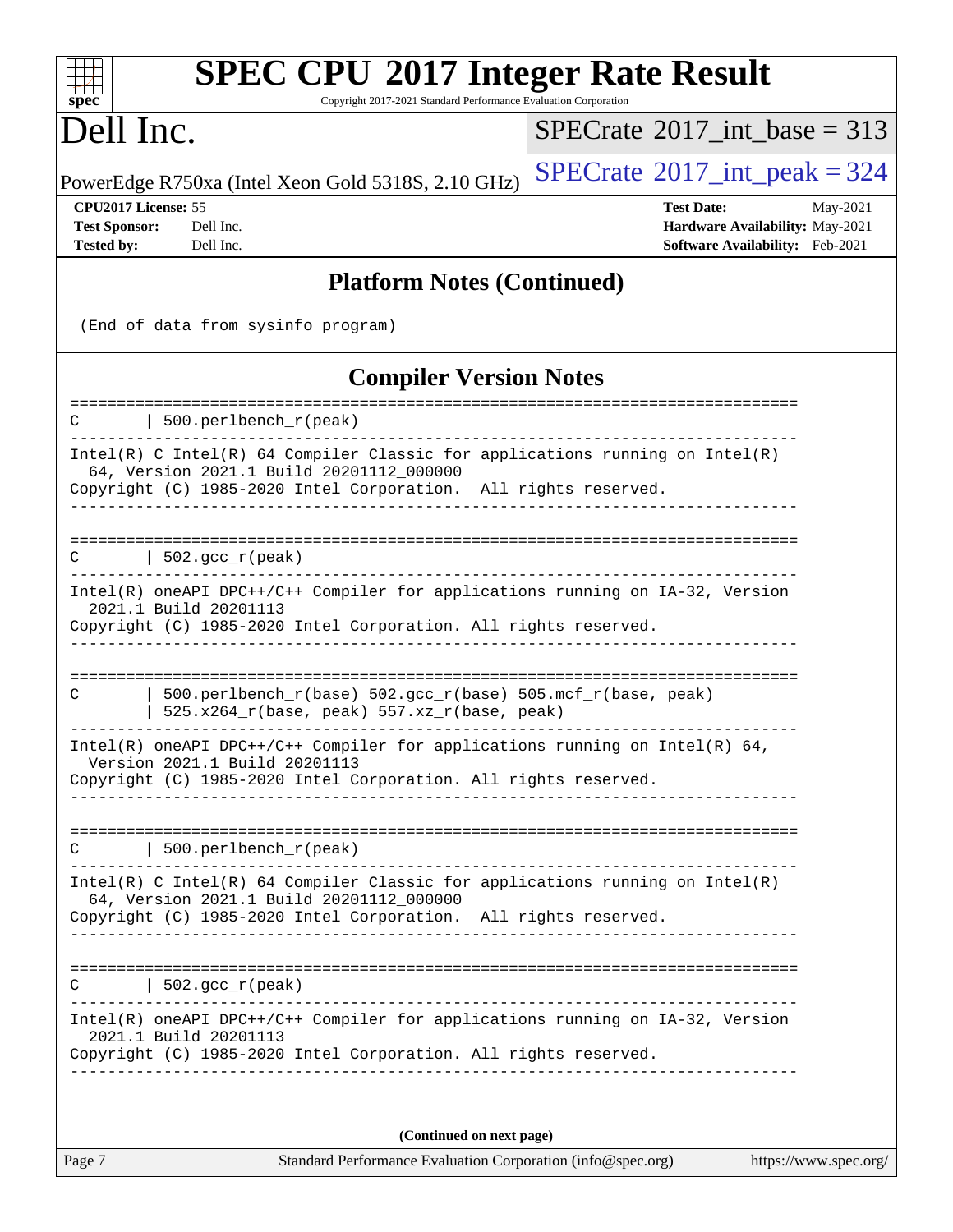## Platform Notes (Continued)

```
 (End of data from sysinfo program)
```

## Compiler Version Notes

```
==============================================================================
C       | 500.perlbench_r(peak)
------------------------------------------------------------------------------
Intel(R) C Intel(R) 64 Compiler Classic for applications running on Intel(R)
  64, Version 2021.1 Build 20201112_000000
Copyright (C) 1985-2020 Intel Corporation.  All rights reserved.
------------------------------------------------------------------------------

==============================================================================
C       | 502.gcc_r(peak)
------------------------------------------------------------------------------
Intel(R) oneAPI DPC++/C++ Compiler for applications running on IA-32, Version
  2021.1 Build 20201113
Copyright (C) 1985-2020 Intel Corporation. All rights reserved.
------------------------------------------------------------------------------

==============================================================================
C       | 500.perlbench_r(base) 502.gcc_r(base) 505.mcf_r(base, peak)
        | 525.x264_r(base, peak) 557.xz_r(base, peak)
------------------------------------------------------------------------------
Intel(R) oneAPI DPC++/C++ Compiler for applications running on Intel(R) 64,
  Version 2021.1 Build 20201113
Copyright (C) 1985-2020 Intel Corporation. All rights reserved.
------------------------------------------------------------------------------

==============================================================================
C       | 500.perlbench_r(peak)
------------------------------------------------------------------------------
Intel(R) C Intel(R) 64 Compiler Classic for applications running on Intel(R)
  64, Version 2021.1 Build 20201112_000000
Copyright (C) 1985-2020 Intel Corporation.  All rights reserved.
------------------------------------------------------------------------------

==============================================================================
C       | 502.gcc_r(peak)
------------------------------------------------------------------------------
Intel(R) oneAPI DPC++/C++ Compiler for applications running on IA-32, Version
  2021.1 Build 20201113
Copyright (C) 1985-2020 Intel Corporation. All rights reserved.
------------------------------------------------------------------------------
```

(Continued on next page)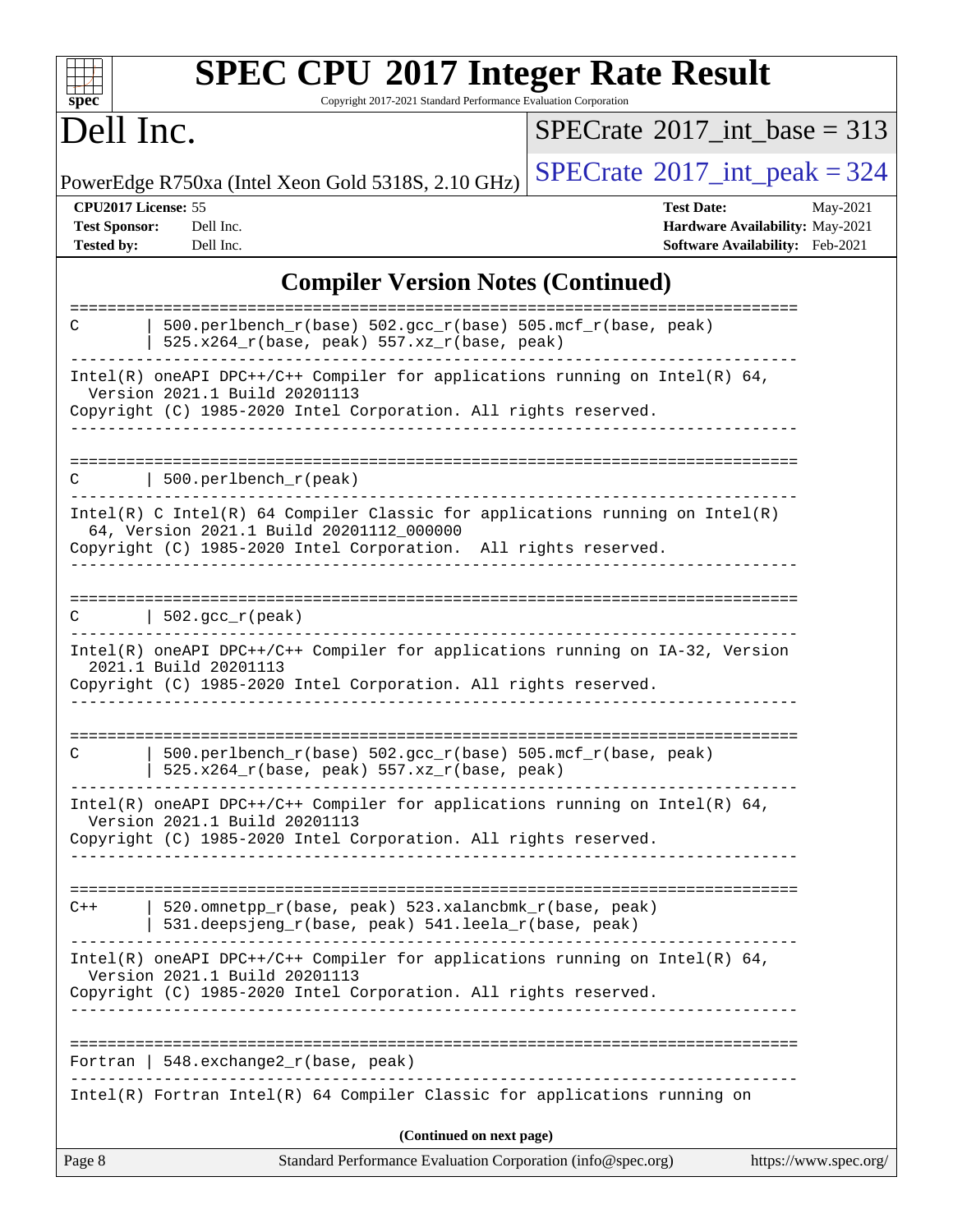# SPEC CPU 2017 Integer Rate Result

Copyright 2017-2021 Standard Performance Evaluation Corporation

## Dell Inc.

PowerEdge R750xa (Intel Xeon Gold 5318S, 2.10 GHz)

SPECrate 2017_int_base = 313

SPECrate 2017_int_peak = 324

**CPU2017 License:** 55
**Test Sponsor:** Dell Inc.
**Tested by:** Dell Inc.

**Test Date:** May-2021
**Hardware Availability:** May-2021
**Software Availability:** Feb-2021

## Compiler Version Notes (Continued)

```
==============================================================================
C       | 500.perlbench_r(base) 502.gcc_r(base) 505.mcf_r(base, peak)
        | 525.x264_r(base, peak) 557.xz_r(base, peak)
------------------------------------------------------------------------------
Intel(R) oneAPI DPC++/C++ Compiler for applications running on Intel(R) 64,
  Version 2021.1 Build 20201113
Copyright (C) 1985-2020 Intel Corporation. All rights reserved.
------------------------------------------------------------------------------

==============================================================================
C       | 500.perlbench_r(peak)
------------------------------------------------------------------------------
Intel(R) C Intel(R) 64 Compiler Classic for applications running on Intel(R)
  64, Version 2021.1 Build 20201112_000000
Copyright (C) 1985-2020 Intel Corporation.  All rights reserved.
------------------------------------------------------------------------------

==============================================================================
C       | 502.gcc_r(peak)
------------------------------------------------------------------------------
Intel(R) oneAPI DPC++/C++ Compiler for applications running on IA-32, Version
  2021.1 Build 20201113
Copyright (C) 1985-2020 Intel Corporation. All rights reserved.
------------------------------------------------------------------------------

==============================================================================
C       | 500.perlbench_r(base) 502.gcc_r(base) 505.mcf_r(base, peak)
        | 525.x264_r(base, peak) 557.xz_r(base, peak)
------------------------------------------------------------------------------
Intel(R) oneAPI DPC++/C++ Compiler for applications running on Intel(R) 64,
  Version 2021.1 Build 20201113
Copyright (C) 1985-2020 Intel Corporation. All rights reserved.
------------------------------------------------------------------------------

==============================================================================
C++     | 520.omnetpp_r(base, peak) 523.xalancbmk_r(base, peak)
        | 531.deepsjeng_r(base, peak) 541.leela_r(base, peak)
------------------------------------------------------------------------------
Intel(R) oneAPI DPC++/C++ Compiler for applications running on Intel(R) 64,
  Version 2021.1 Build 20201113
Copyright (C) 1985-2020 Intel Corporation. All rights reserved.
------------------------------------------------------------------------------

==============================================================================
Fortran | 548.exchange2_r(base, peak)
------------------------------------------------------------------------------
Intel(R) Fortran Intel(R) 64 Compiler Classic for applications running on
```

**(Continued on next page)**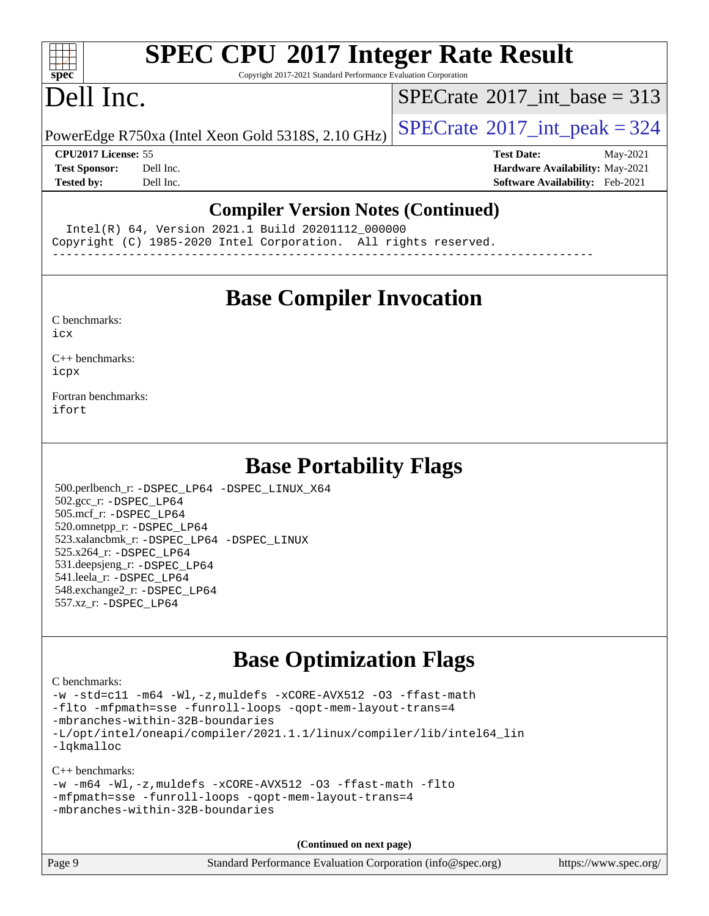## Compiler Version Notes (Continued)

```
  Intel(R) 64, Version 2021.1 Build 20201112_000000
Copyright (C) 1985-2020 Intel Corporation.  All rights reserved.
------------------------------------------------------------------------------
```

## Base Compiler Invocation

C benchmarks:
icx

C++ benchmarks:
icpx

Fortran benchmarks:
ifort

## Base Portability Flags

500.perlbench_r: -DSPEC_LP64 -DSPEC_LINUX_X64
502.gcc_r: -DSPEC_LP64
505.mcf_r: -DSPEC_LP64
520.omnetpp_r: -DSPEC_LP64
523.xalancbmk_r: -DSPEC_LP64 -DSPEC_LINUX
525.x264_r: -DSPEC_LP64
531.deepsjeng_r: -DSPEC_LP64
541.leela_r: -DSPEC_LP64
548.exchange2_r: -DSPEC_LP64
557.xz_r: -DSPEC_LP64

## Base Optimization Flags

C benchmarks:
-w -std=c11 -m64 -Wl,-z,muldefs -xCORE-AVX512 -O3 -ffast-math
-flto -mfpmath=sse -funroll-loops -qopt-mem-layout-trans=4
-mbranches-within-32B-boundaries
-L/opt/intel/oneapi/compiler/2021.1.1/linux/compiler/lib/intel64_lin
-lqkmalloc

C++ benchmarks:
-w -m64 -Wl,-z,muldefs -xCORE-AVX512 -O3 -ffast-math -flto
-mfpmath=sse -funroll-loops -qopt-mem-layout-trans=4
-mbranches-within-32B-boundaries

**(Continued on next page)**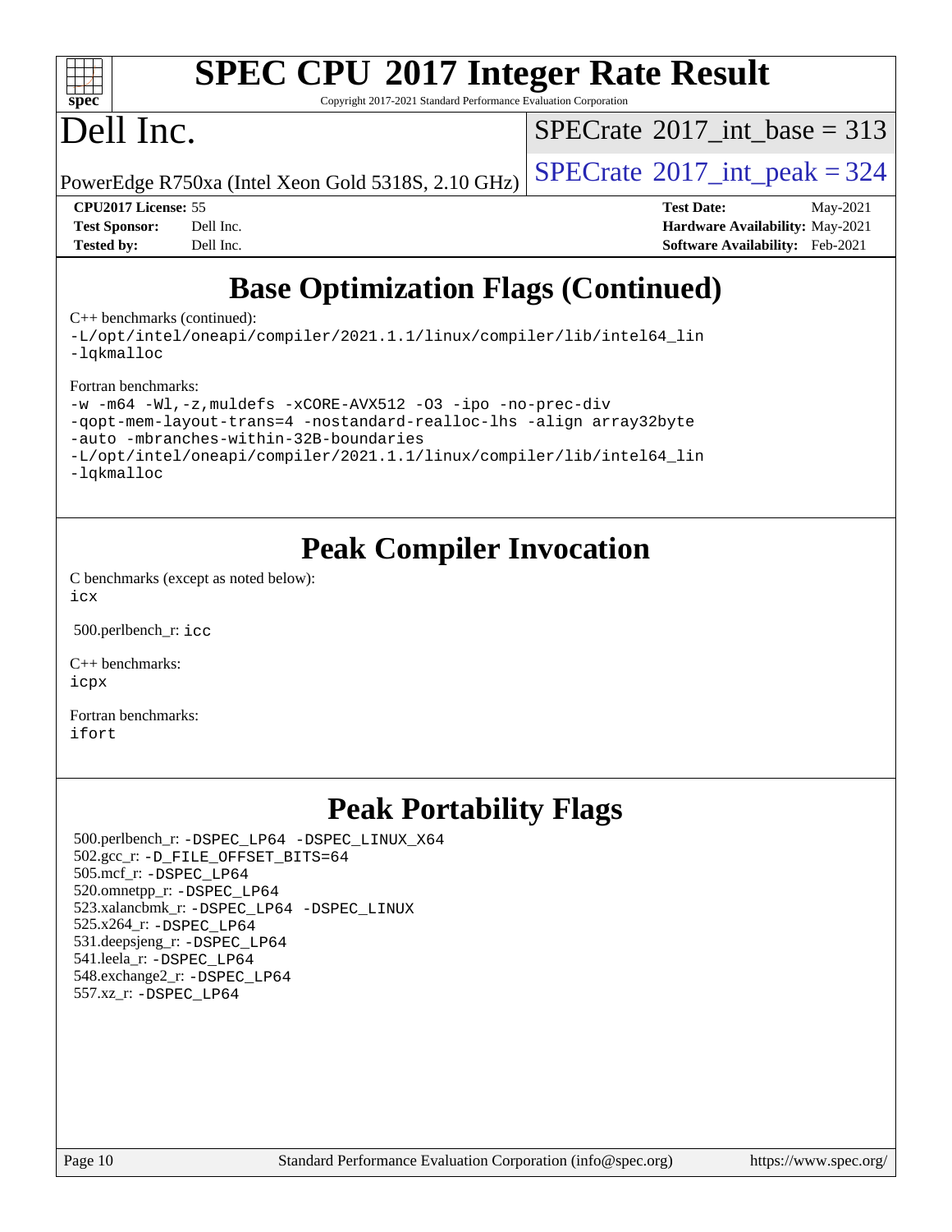# SPEC CPU 2017 Integer Rate Result

Copyright 2017-2021 Standard Performance Evaluation Corporation

# Dell Inc.

PowerEdge R750xa (Intel Xeon Gold 5318S, 2.10 GHz)

SPECrate 2017_int_base = 313

SPECrate 2017_int_peak = 324

| | | | |
|---|---|---|---|
| **CPU2017 License:** | 55 | **Test Date:** | May-2021 |
| **Test Sponsor:** | Dell Inc. | **Hardware Availability:** | May-2021 |
| **Tested by:** | Dell Inc. | **Software Availability:** | Feb-2021 |

## Base Optimization Flags (Continued)

C++ benchmarks (continued):

```
-L/opt/intel/oneapi/compiler/2021.1.1/linux/compiler/lib/intel64_lin
-lqkmalloc
```

Fortran benchmarks:

```
-w -m64 -Wl,-z,muldefs -xCORE-AVX512 -O3 -ipo -no-prec-div
-qopt-mem-layout-trans=4 -nostandard-realloc-lhs -align array32byte
-auto -mbranches-within-32B-boundaries
-L/opt/intel/oneapi/compiler/2021.1.1/linux/compiler/lib/intel64_lin
-lqkmalloc
```

## Peak Compiler Invocation

C benchmarks (except as noted below):
`icx`

500.perlbench_r: `icc`

C++ benchmarks:
`icpx`

Fortran benchmarks:
`ifort`

## Peak Portability Flags

500.perlbench_r: `-DSPEC_LP64 -DSPEC_LINUX_X64`
502.gcc_r: `-D_FILE_OFFSET_BITS=64`
505.mcf_r: `-DSPEC_LP64`
520.omnetpp_r: `-DSPEC_LP64`
523.xalancbmk_r: `-DSPEC_LP64 -DSPEC_LINUX`
525.x264_r: `-DSPEC_LP64`
531.deepsjeng_r: `-DSPEC_LP64`
541.leela_r: `-DSPEC_LP64`
548.exchange2_r: `-DSPEC_LP64`
557.xz_r: `-DSPEC_LP64`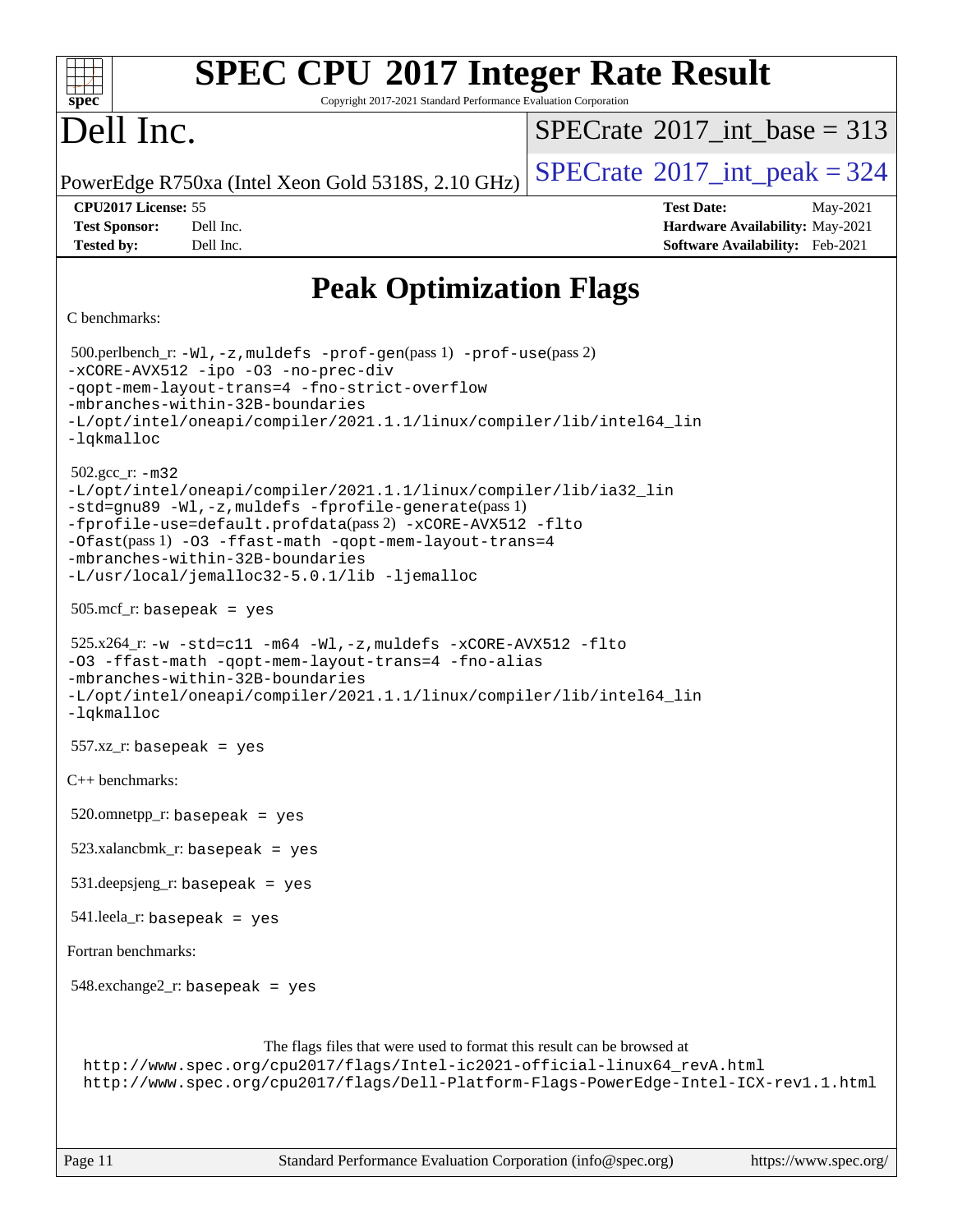# SPEC CPU 2017 Integer Rate Result

Copyright 2017-2021 Standard Performance Evaluation Corporation

# Dell Inc.

PowerEdge R750xa (Intel Xeon Gold 5318S, 2.10 GHz)

SPECrate 2017_int_base = 313

SPECrate 2017_int_peak = 324

**CPU2017 License:** 55
**Test Sponsor:** Dell Inc.
**Tested by:** Dell Inc.

**Test Date:** May-2021
**Hardware Availability:** May-2021
**Software Availability:** Feb-2021

## Peak Optimization Flags

C benchmarks:

500.perlbench_r: `-Wl,-z,muldefs -prof-gen`(pass 1) `-prof-use`(pass 2) `-xCORE-AVX512 -ipo -O3 -no-prec-div -qopt-mem-layout-trans=4 -fno-strict-overflow -mbranches-within-32B-boundaries -L/opt/intel/oneapi/compiler/2021.1.1/linux/compiler/lib/intel64_lin -lqkmalloc`

502.gcc_r: `-m32 -L/opt/intel/oneapi/compiler/2021.1.1/linux/compiler/lib/ia32_lin -std=gnu89 -Wl,-z,muldefs -fprofile-generate`(pass 1) `-fprofile-use=default.profdata`(pass 2) `-xCORE-AVX512 -flto -Ofast`(pass 1) `-O3 -ffast-math -qopt-mem-layout-trans=4 -mbranches-within-32B-boundaries -L/usr/local/jemalloc32-5.0.1/lib -ljemalloc`

505.mcf_r: `basepeak = yes`

525.x264_r: `-w -std=c11 -m64 -Wl,-z,muldefs -xCORE-AVX512 -flto -O3 -ffast-math -qopt-mem-layout-trans=4 -fno-alias -mbranches-within-32B-boundaries -L/opt/intel/oneapi/compiler/2021.1.1/linux/compiler/lib/intel64_lin -lqkmalloc`

557.xz_r: `basepeak = yes`

C++ benchmarks:

520.omnetpp_r: `basepeak = yes`

523.xalancbmk_r: `basepeak = yes`

531.deepsjeng_r: `basepeak = yes`

541.leela_r: `basepeak = yes`

Fortran benchmarks:

548.exchange2_r: `basepeak = yes`

The flags files that were used to format this result can be browsed at
http://www.spec.org/cpu2017/flags/Intel-ic2021-official-linux64_revA.html
http://www.spec.org/cpu2017/flags/Dell-Platform-Flags-PowerEdge-Intel-ICX-rev1.1.html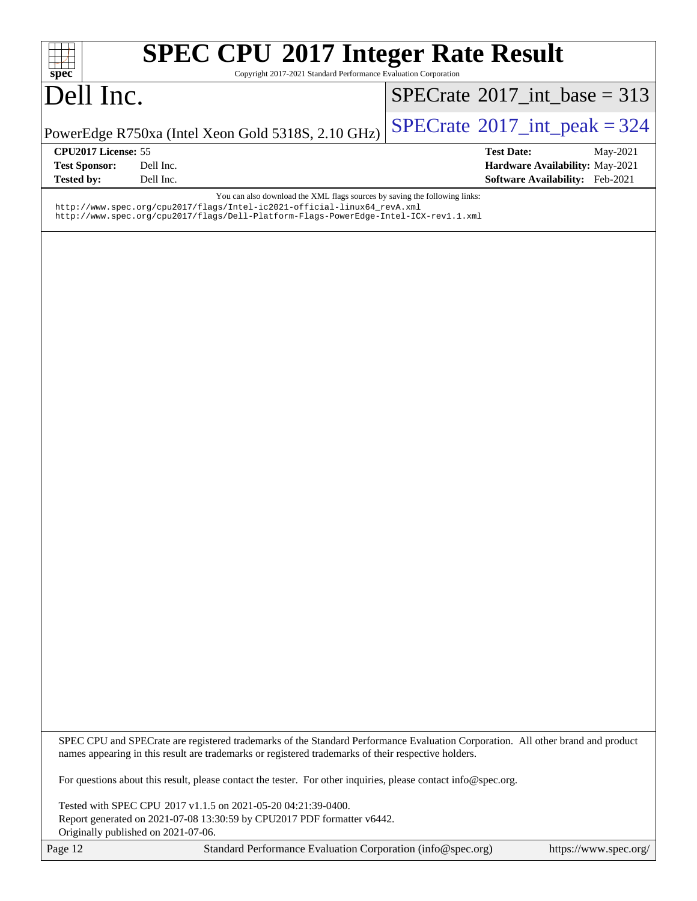You can also download the XML flags sources by saving the following links:
http://www.spec.org/cpu2017/flags/Intel-ic2021-official-linux64_revA.xml
http://www.spec.org/cpu2017/flags/Dell-Platform-Flags-PowerEdge-Intel-ICX-rev1.1.xml

SPEC CPU and SPECrate are registered trademarks of the Standard Performance Evaluation Corporation. All other brand and product names appearing in this result are trademarks or registered trademarks of their respective holders.

For questions about this result, please contact the tester. For other inquiries, please contact info@spec.org.

Tested with SPEC CPU 2017 v1.1.5 on 2021-05-20 04:21:39-0400.
Report generated on 2021-07-08 13:30:59 by CPU2017 PDF formatter v6442.
Originally published on 2021-07-06.